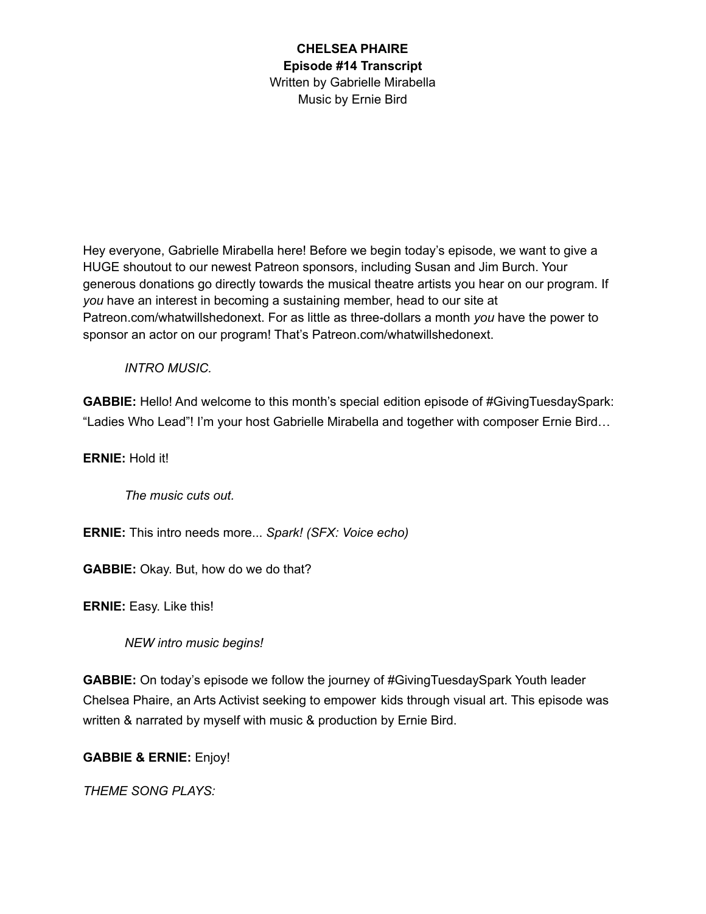**CHELSEA PHAIRE**
**Episode #14 Transcript**
Written by Gabrielle Mirabella
Music by Ernie Bird

Hey everyone, Gabrielle Mirabella here! Before we begin today's episode, we want to give a HUGE shoutout to our newest Patreon sponsors, including Susan and Jim Burch. Your generous donations go directly towards the musical theatre artists you hear on our program. If *you* have an interest in becoming a sustaining member, head to our site at Patreon.com/whatwillshedonext. For as little as three-dollars a month *you* have the power to sponsor an actor on our program! That's Patreon.com/whatwillshedonext.

*INTRO MUSIC.*

**GABBIE:** Hello! And welcome to this month's special edition episode of #GivingTuesdaySpark: "Ladies Who Lead"! I'm your host Gabrielle Mirabella and together with composer Ernie Bird…

**ERNIE:** Hold it!

*The music cuts out.*

**ERNIE:** This intro needs more... *Spark! (SFX: Voice echo)*

**GABBIE:** Okay. But, how do we do that?

**ERNIE:** Easy. Like this!

*NEW intro music begins!*

**GABBIE:** On today's episode we follow the journey of #GivingTuesdaySpark Youth leader Chelsea Phaire, an Arts Activist seeking to empower kids through visual art. This episode was written & narrated by myself with music & production by Ernie Bird.

**GABBIE & ERNIE:** Enjoy!

*THEME SONG PLAYS:*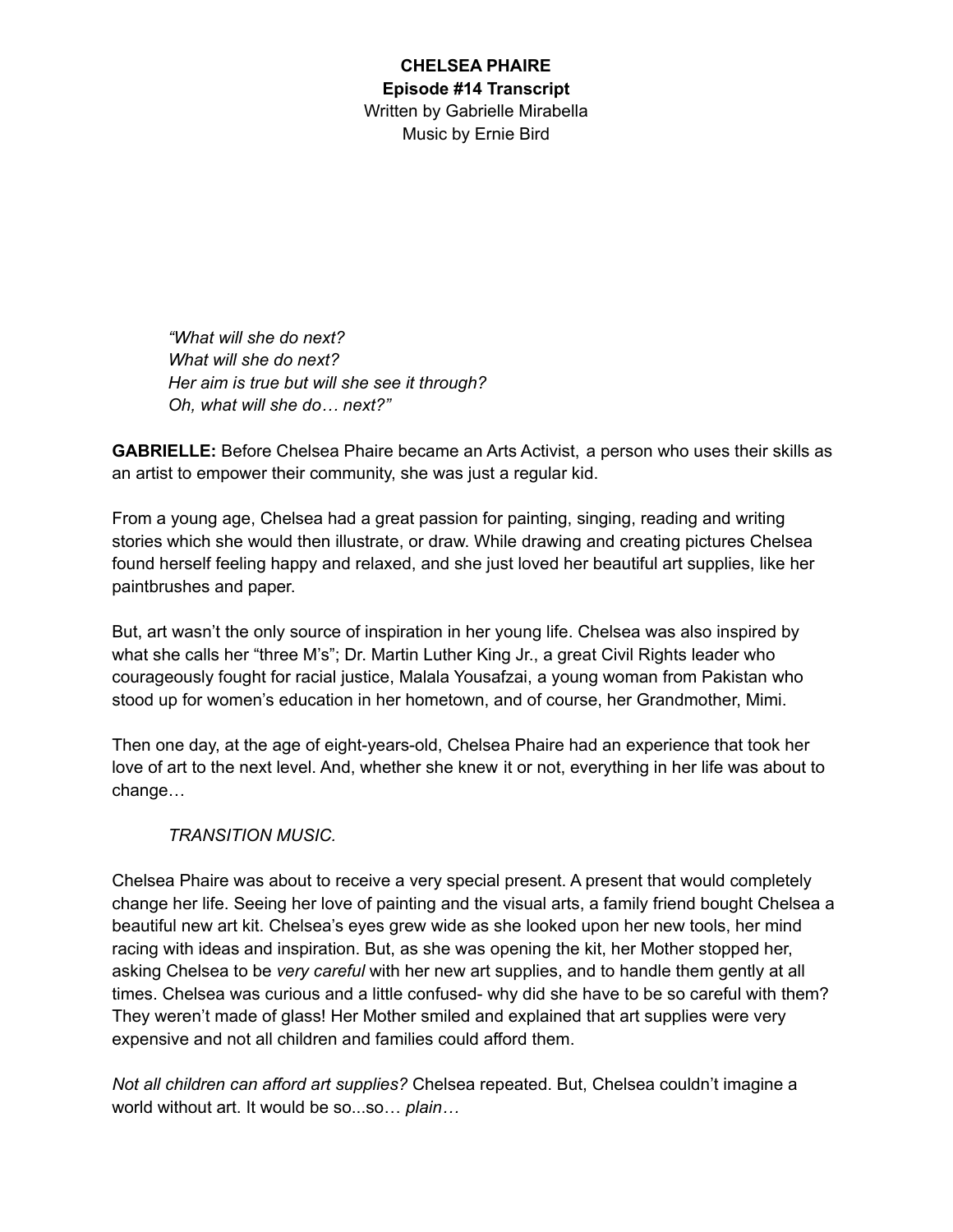**CHELSEA PHAIRE**
**Episode #14 Transcript**
Written by Gabrielle Mirabella
Music by Ernie Bird

> *"What will she do next?*
> *What will she do next?*
> *Her aim is true but will she see it through?*
> *Oh, what will she do… next?"*

**GABRIELLE:** Before Chelsea Phaire became an Arts Activist, a person who uses their skills as an artist to empower their community, she was just a regular kid.

From a young age, Chelsea had a great passion for painting, singing, reading and writing stories which she would then illustrate, or draw. While drawing and creating pictures Chelsea found herself feeling happy and relaxed, and she just loved her beautiful art supplies, like her paintbrushes and paper.

But, art wasn't the only source of inspiration in her young life. Chelsea was also inspired by what she calls her "three M's"; Dr. Martin Luther King Jr., a great Civil Rights leader who courageously fought for racial justice, Malala Yousafzai, a young woman from Pakistan who stood up for women's education in her hometown, and of course, her Grandmother, Mimi.

Then one day, at the age of eight-years-old, Chelsea Phaire had an experience that took her love of art to the next level. And, whether she knew it or not, everything in her life was about to change…

*TRANSITION MUSIC.*

Chelsea Phaire was about to receive a very special present. A present that would completely change her life. Seeing her love of painting and the visual arts, a family friend bought Chelsea a beautiful new art kit. Chelsea's eyes grew wide as she looked upon her new tools, her mind racing with ideas and inspiration. But, as she was opening the kit, her Mother stopped her, asking Chelsea to be *very careful* with her new art supplies, and to handle them gently at all times. Chelsea was curious and a little confused- why did she have to be so careful with them? They weren't made of glass! Her Mother smiled and explained that art supplies were very expensive and not all children and families could afford them.

*Not all children can afford art supplies?* Chelsea repeated. But, Chelsea couldn't imagine a world without art. It would be so...so… *plain…*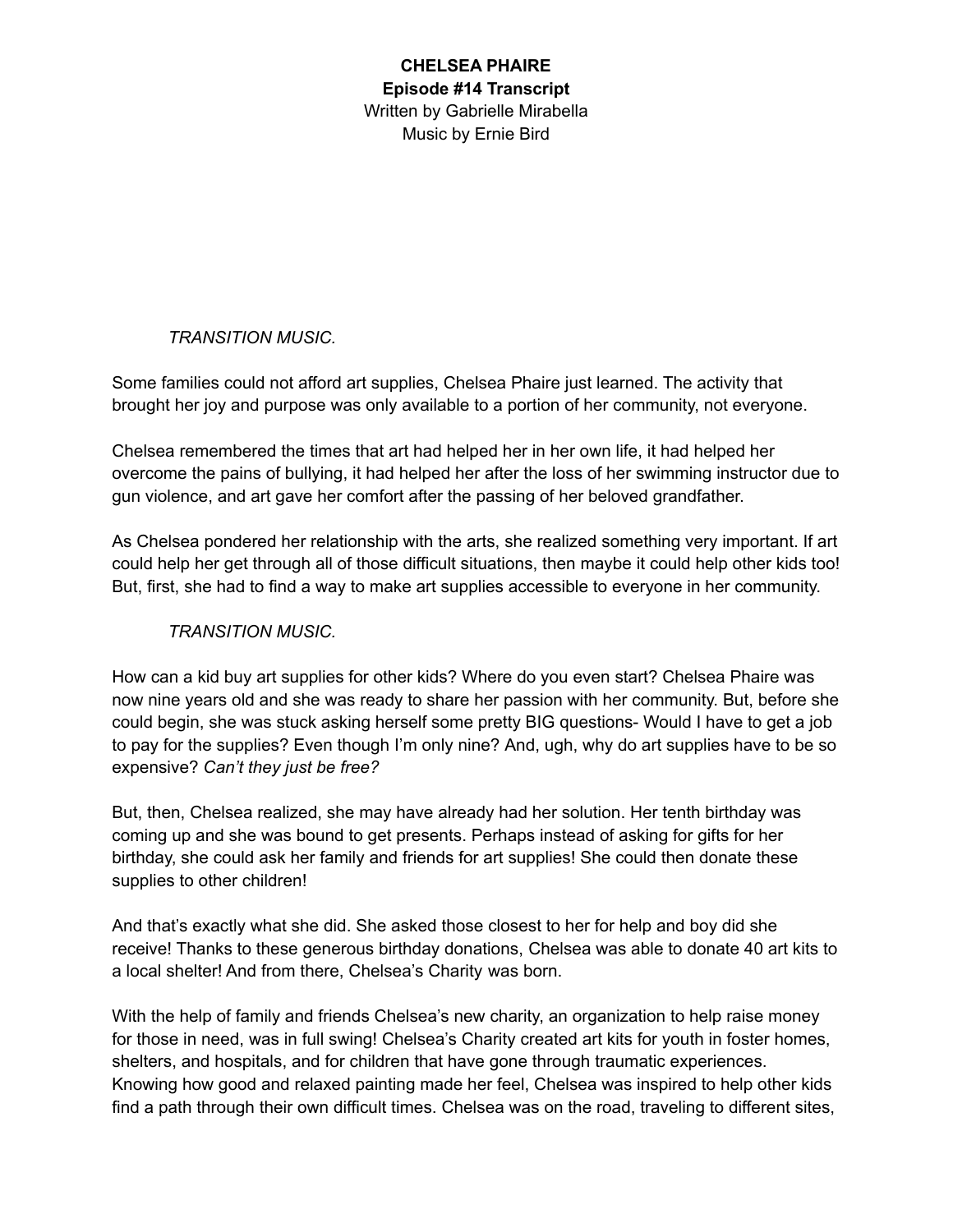**CHELSEA PHAIRE**
**Episode #14 Transcript**
Written by Gabrielle Mirabella
Music by Ernie Bird

*TRANSITION MUSIC.*

Some families could not afford art supplies, Chelsea Phaire just learned. The activity that brought her joy and purpose was only available to a portion of her community, not everyone.

Chelsea remembered the times that art had helped her in her own life, it had helped her overcome the pains of bullying, it had helped her after the loss of her swimming instructor due to gun violence, and art gave her comfort after the passing of her beloved grandfather.

As Chelsea pondered her relationship with the arts, she realized something very important. If art could help her get through all of those difficult situations, then maybe it could help other kids too! But, first, she had to find a way to make art supplies accessible to everyone in her community.

*TRANSITION MUSIC.*

How can a kid buy art supplies for other kids? Where do you even start? Chelsea Phaire was now nine years old and she was ready to share her passion with her community. But, before she could begin, she was stuck asking herself some pretty BIG questions- Would I have to get a job to pay for the supplies? Even though I'm only nine? And, ugh, why do art supplies have to be so expensive? *Can't they just be free?*

But, then, Chelsea realized, she may have already had her solution. Her tenth birthday was coming up and she was bound to get presents. Perhaps instead of asking for gifts for her birthday, she could ask her family and friends for art supplies! She could then donate these supplies to other children!

And that's exactly what she did. She asked those closest to her for help and boy did she receive! Thanks to these generous birthday donations, Chelsea was able to donate 40 art kits to a local shelter! And from there, Chelsea's Charity was born.

With the help of family and friends Chelsea's new charity, an organization to help raise money for those in need, was in full swing! Chelsea's Charity created art kits for youth in foster homes, shelters, and hospitals, and for children that have gone through traumatic experiences. Knowing how good and relaxed painting made her feel, Chelsea was inspired to help other kids find a path through their own difficult times. Chelsea was on the road, traveling to different sites,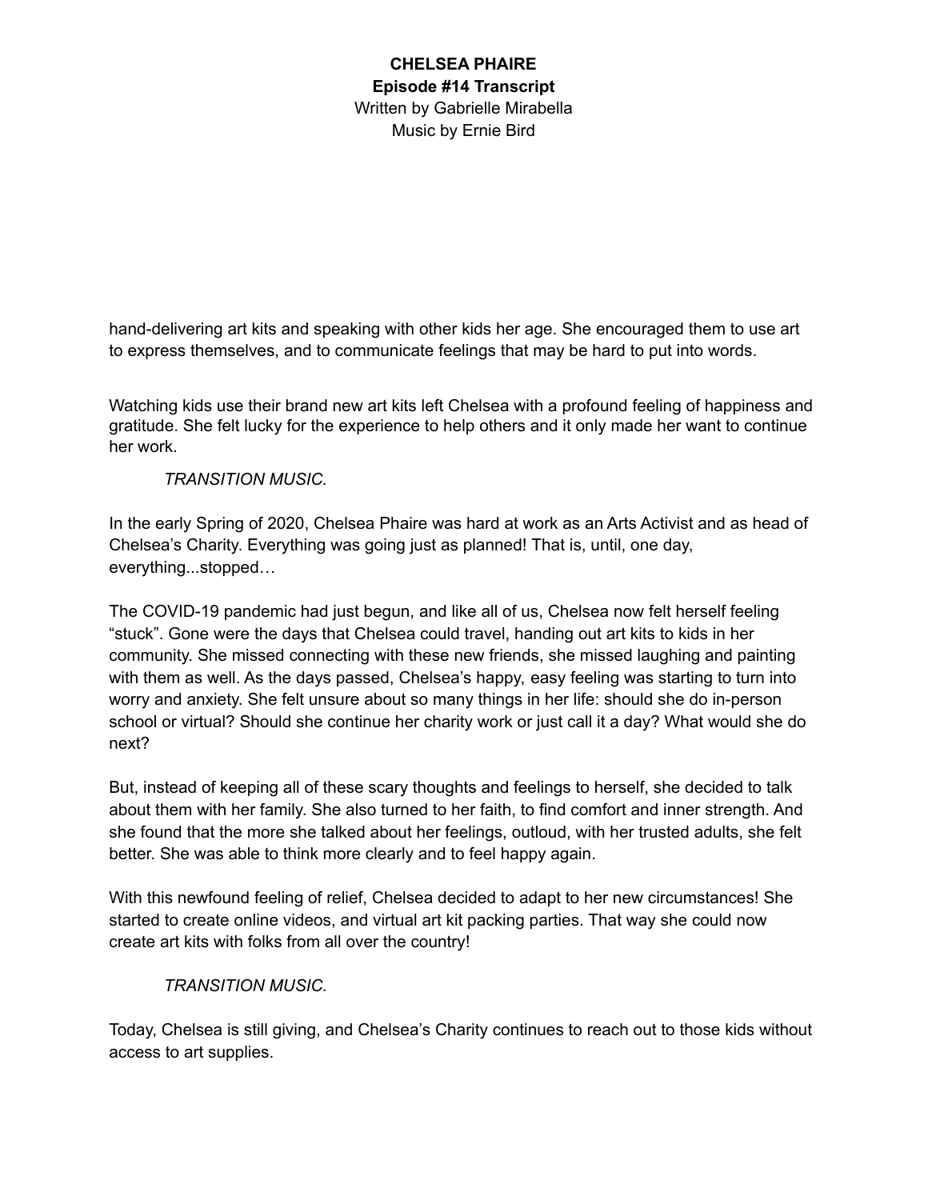hand-delivering art kits and speaking with other kids her age. She encouraged them to use art to express themselves, and to communicate feelings that may be hard to put into words.

Watching kids use their brand new art kits left Chelsea with a profound feeling of happiness and gratitude. She felt lucky for the experience to help others and it only made her want to continue her work.

*TRANSITION MUSIC.*

In the early Spring of 2020, Chelsea Phaire was hard at work as an Arts Activist and as head of Chelsea's Charity. Everything was going just as planned! That is, until, one day, everything...stopped…

The COVID-19 pandemic had just begun, and like all of us, Chelsea now felt herself feeling "stuck". Gone were the days that Chelsea could travel, handing out art kits to kids in her community. She missed connecting with these new friends, she missed laughing and painting with them as well. As the days passed, Chelsea's happy, easy feeling was starting to turn into worry and anxiety. She felt unsure about so many things in her life: should she do in-person school or virtual? Should she continue her charity work or just call it a day? What would she do next?

But, instead of keeping all of these scary thoughts and feelings to herself, she decided to talk about them with her family. She also turned to her faith, to find comfort and inner strength. And she found that the more she talked about her feelings, outloud, with her trusted adults, she felt better. She was able to think more clearly and to feel happy again.

With this newfound feeling of relief, Chelsea decided to adapt to her new circumstances! She started to create online videos, and virtual art kit packing parties. That way she could now create art kits with folks from all over the country!

*TRANSITION MUSIC.*

Today, Chelsea is still giving, and Chelsea's Charity continues to reach out to those kids without access to art supplies.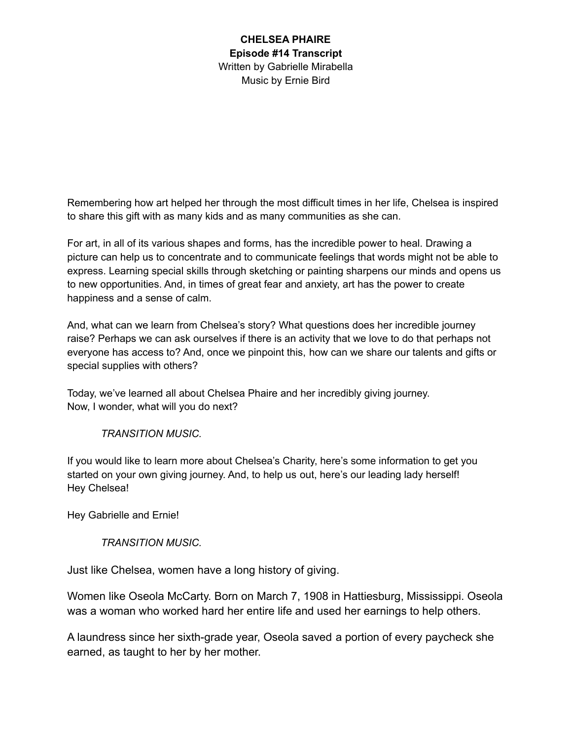**CHELSEA PHAIRE**
**Episode #14 Transcript**
Written by Gabrielle Mirabella
Music by Ernie Bird

Remembering how art helped her through the most difficult times in her life, Chelsea is inspired to share this gift with as many kids and as many communities as she can.

For art, in all of its various shapes and forms, has the incredible power to heal. Drawing a picture can help us to concentrate and to communicate feelings that words might not be able to express. Learning special skills through sketching or painting sharpens our minds and opens us to new opportunities. And, in times of great fear and anxiety, art has the power to create happiness and a sense of calm.

And, what can we learn from Chelsea's story? What questions does her incredible journey raise? Perhaps we can ask ourselves if there is an activity that we love to do that perhaps not everyone has access to? And, once we pinpoint this, how can we share our talents and gifts or special supplies with others?

Today, we've learned all about Chelsea Phaire and her incredibly giving journey.
Now, I wonder, what will you do next?

*TRANSITION MUSIC.*

If you would like to learn more about Chelsea's Charity, here's some information to get you started on your own giving journey. And, to help us out, here's our leading lady herself!
Hey Chelsea!

Hey Gabrielle and Ernie!

*TRANSITION MUSIC.*

Just like Chelsea, women have a long history of giving.

Women like Oseola McCarty. Born on March 7, 1908 in Hattiesburg, Mississippi. Oseola was a woman who worked hard her entire life and used her earnings to help others.

A laundress since her sixth-grade year, Oseola saved a portion of every paycheck she earned, as taught to her by her mother.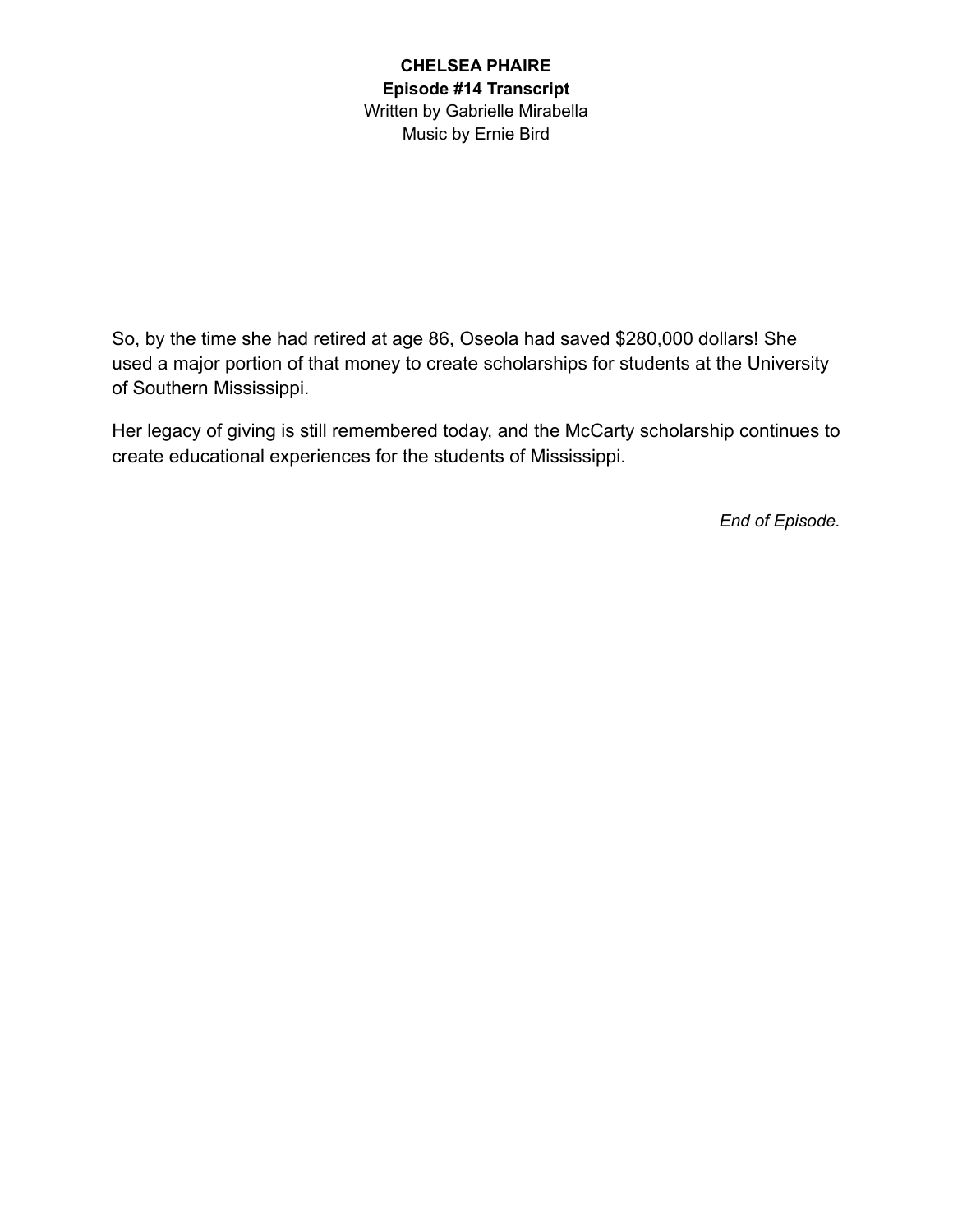**CHELSEA PHAIRE**
**Episode #14 Transcript**
Written by Gabrielle Mirabella
Music by Ernie Bird

So, by the time she had retired at age 86, Oseola had saved $280,000 dollars! She used a major portion of that money to create scholarships for students at the University of Southern Mississippi.

Her legacy of giving is still remembered today, and the McCarty scholarship continues to create educational experiences for the students of Mississippi.

*End of Episode.*